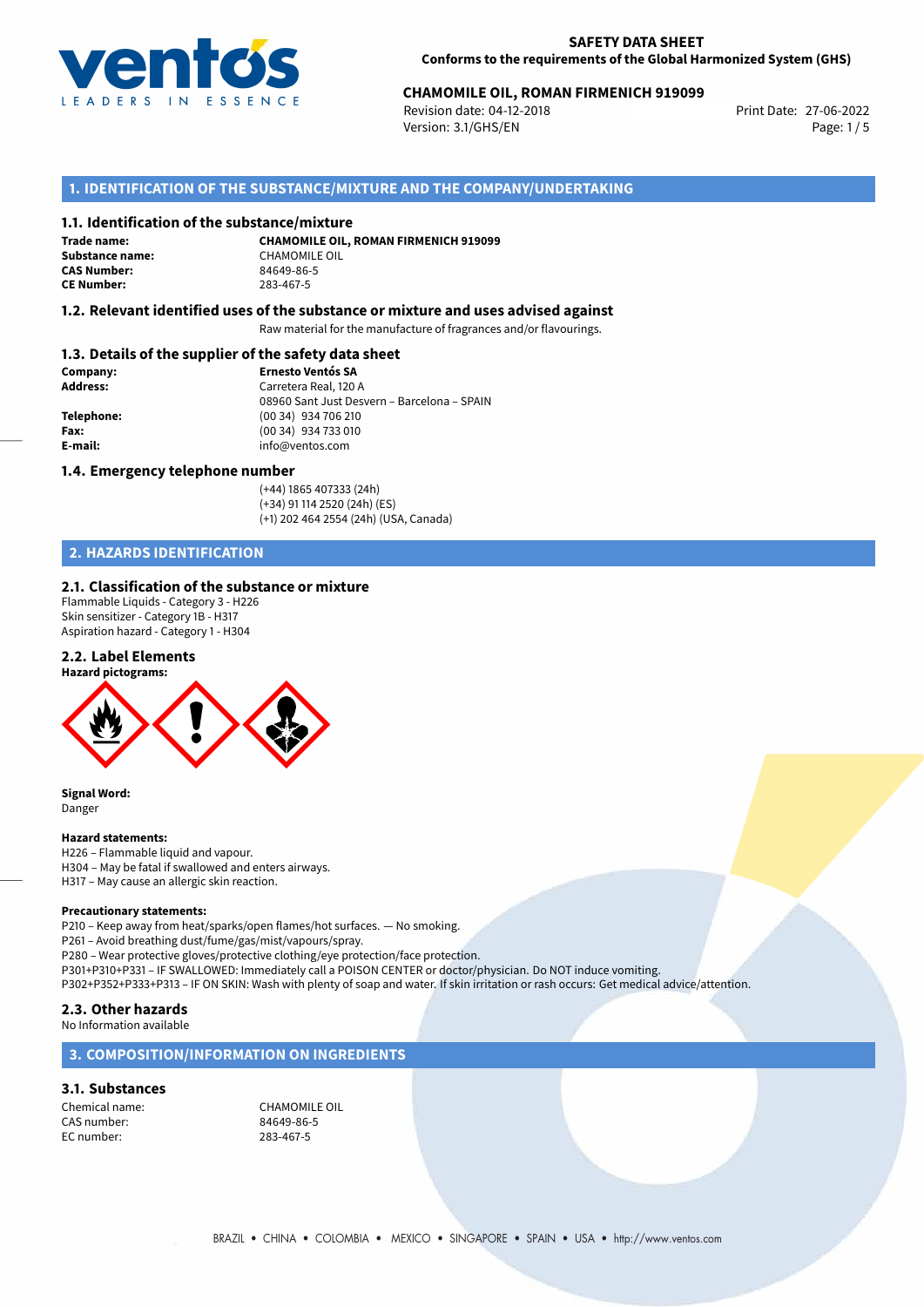**SAFETY DATA SHEET**
**Conforms to the requirements of the Global Harmonized System (GHS)**

**CHAMOMILE OIL, ROMAN FIRMENICH 919099**
Revision date: 04-12-2018
Version: 3.1/GHS/EN
Print Date: 27-06-2022

## 1. IDENTIFICATION OF THE SUBSTANCE/MIXTURE AND THE COMPANY/UNDERTAKING

### 1.1. Identification of the substance/mixture

**Trade name:** **CHAMOMILE OIL, ROMAN FIRMENICH 919099**
**Substance name:** CHAMOMILE OIL
**CAS Number:** 84649-86-5
**CE Number:** 283-467-5

### 1.2. Relevant identified uses of the substance or mixture and uses advised against

Raw material for the manufacture of fragrances and/or flavourings.

### 1.3. Details of the supplier of the safety data sheet

**Company:** **Ernesto Ventós SA**
**Address:** Carretera Real, 120 A
08960 Sant Just Desvern – Barcelona – SPAIN
**Telephone:** (00 34) 934 706 210
**Fax:** (00 34) 934 733 010
**E-mail:** info@ventos.com

### 1.4. Emergency telephone number

(+44) 1865 407333 (24h)
(+34) 91 114 2520 (24h) (ES)
(+1) 202 464 2554 (24h) (USA, Canada)

## 2. HAZARDS IDENTIFICATION

### 2.1. Classification of the substance or mixture

Flammable Liquids - Category 3 - H226
Skin sensitizer - Category 1B - H317
Aspiration hazard - Category 1 - H304

### 2.2. Label Elements

**Hazard pictograms:**

**Signal Word:**
Danger

**Hazard statements:**
H226 – Flammable liquid and vapour.
H304 – May be fatal if swallowed and enters airways.
H317 – May cause an allergic skin reaction.

**Precautionary statements:**
P210 – Keep away from heat/sparks/open flames/hot surfaces. — No smoking.
P261 – Avoid breathing dust/fume/gas/mist/vapours/spray.
P280 – Wear protective gloves/protective clothing/eye protection/face protection.
P301+P310+P331 – IF SWALLOWED: Immediately call a POISON CENTER or doctor/physician. Do NOT induce vomiting.
P302+P352+P333+P313 – IF ON SKIN: Wash with plenty of soap and water. If skin irritation or rash occurs: Get medical advice/attention.

### 2.3. Other hazards

No Information available

## 3. COMPOSITION/INFORMATION ON INGREDIENTS

### 3.1. Substances

Chemical name: CHAMOMILE OIL
CAS number: 84649-86-5
EC number: 283-467-5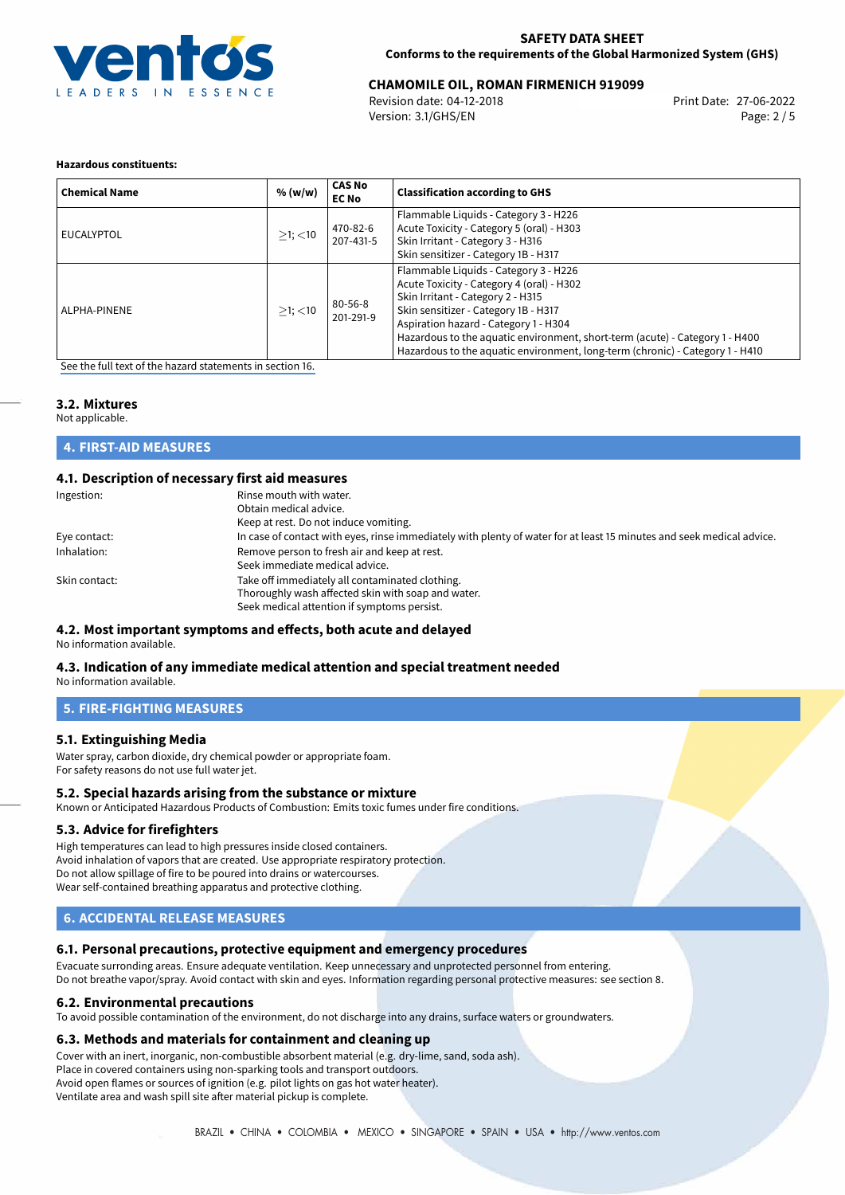**Hazardous constituents:**

| Chemical Name | % (w/w) | CAS No EC No | Classification according to GHS |
|---|---|---|---|
| EUCALYPTOL | ≥1; <10 | 470-82-6 207-431-5 | Flammable Liquids - Category 3 - H226<br>Acute Toxicity - Category 5 (oral) - H303<br>Skin Irritant - Category 3 - H316<br>Skin sensitizer - Category 1B - H317 |
| ALPHA-PINENE | ≥1; <10 | 80-56-8 201-291-9 | Flammable Liquids - Category 3 - H226<br>Acute Toxicity - Category 4 (oral) - H302<br>Skin Irritant - Category 2 - H315<br>Skin sensitizer - Category 1B - H317<br>Aspiration hazard - Category 1 - H304<br>Hazardous to the aquatic environment, short-term (acute) - Category 1 - H400<br>Hazardous to the aquatic environment, long-term (chronic) - Category 1 - H410 |

See the full text of the hazard statements in section 16.

### 3.2. Mixtures

Not applicable.

## 4. FIRST-AID MEASURES

### 4.1. Description of necessary first aid measures

| | |
|---|---|
| Ingestion: | Rinse mouth with water.<br>Obtain medical advice.<br>Keep at rest. Do not induce vomiting. |
| Eye contact: | In case of contact with eyes, rinse immediately with plenty of water for at least 15 minutes and seek medical advice. |
| Inhalation: | Remove person to fresh air and keep at rest.<br>Seek immediate medical advice. |
| Skin contact: | Take off immediately all contaminated clothing.<br>Thoroughly wash affected skin with soap and water.<br>Seek medical attention if symptoms persist. |

### 4.2. Most important symptoms and effects, both acute and delayed

No information available.

### 4.3. Indication of any immediate medical attention and special treatment needed

No information available.

## 5. FIRE-FIGHTING MEASURES

### 5.1. Extinguishing Media

Water spray, carbon dioxide, dry chemical powder or appropriate foam.
For safety reasons do not use full water jet.

### 5.2. Special hazards arising from the substance or mixture

Known or Anticipated Hazardous Products of Combustion: Emits toxic fumes under fire conditions.

### 5.3. Advice for firefighters

High temperatures can lead to high pressures inside closed containers.
Avoid inhalation of vapors that are created. Use appropriate respiratory protection.
Do not allow spillage of fire to be poured into drains or watercourses.
Wear self-contained breathing apparatus and protective clothing.

## 6. ACCIDENTAL RELEASE MEASURES

### 6.1. Personal precautions, protective equipment and emergency procedures

Evacuate surronding areas. Ensure adequate ventilation. Keep unnecessary and unprotected personnel from entering.
Do not breathe vapor/spray. Avoid contact with skin and eyes. Information regarding personal protective measures: see section 8.

### 6.2. Environmental precautions

To avoid possible contamination of the environment, do not discharge into any drains, surface waters or groundwaters.

### 6.3. Methods and materials for containment and cleaning up

Cover with an inert, inorganic, non-combustible absorbent material (e.g. dry-lime, sand, soda ash).
Place in covered containers using non-sparking tools and transport outdoors.
Avoid open flames or sources of ignition (e.g. pilot lights on gas hot water heater).
Ventilate area and wash spill site after material pickup is complete.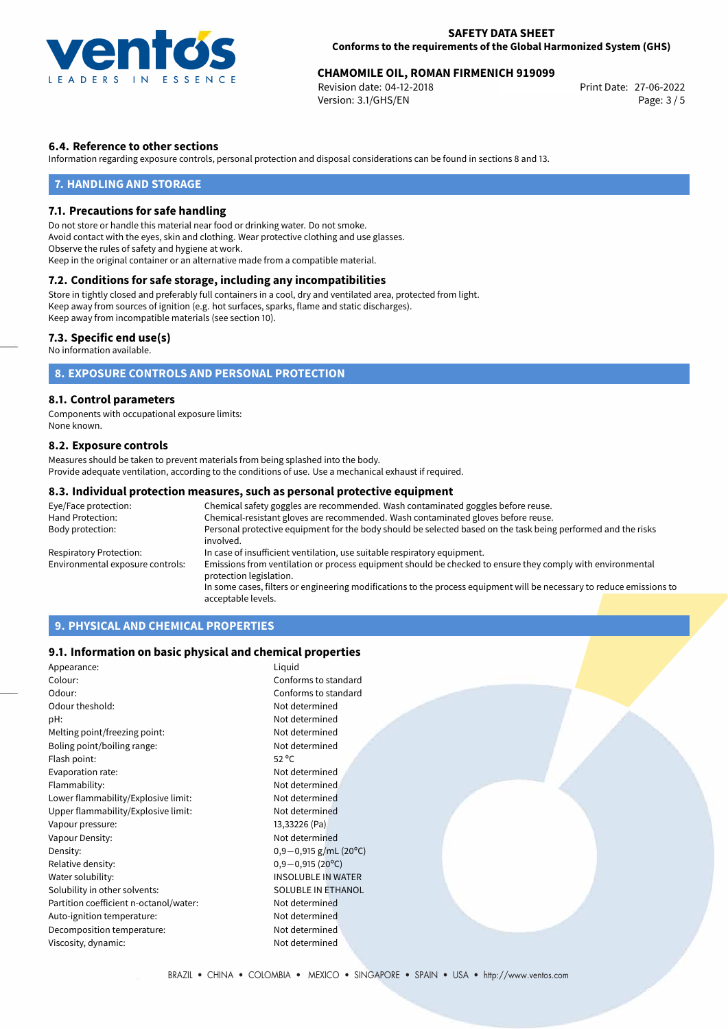### 6.4. Reference to other sections

Information regarding exposure controls, personal protection and disposal considerations can be found in sections 8 and 13.

## 7. HANDLING AND STORAGE

### 7.1. Precautions for safe handling

Do not store or handle this material near food or drinking water. Do not smoke.
Avoid contact with the eyes, skin and clothing. Wear protective clothing and use glasses.
Observe the rules of safety and hygiene at work.
Keep in the original container or an alternative made from a compatible material.

### 7.2. Conditions for safe storage, including any incompatibilities

Store in tightly closed and preferably full containers in a cool, dry and ventilated area, protected from light.
Keep away from sources of ignition (e.g. hot surfaces, sparks, flame and static discharges).
Keep away from incompatible materials (see section 10).

### 7.3. Specific end use(s)

No information available.

## 8. EXPOSURE CONTROLS AND PERSONAL PROTECTION

### 8.1. Control parameters

Components with occupational exposure limits:
None known.

### 8.2. Exposure controls

Measures should be taken to prevent materials from being splashed into the body.
Provide adequate ventilation, according to the conditions of use. Use a mechanical exhaust if required.

### 8.3. Individual protection measures, such as personal protective equipment

| | |
|---|---|
| Eye/Face protection: | Chemical safety goggles are recommended. Wash contaminated goggles before reuse. |
| Hand Protection: | Chemical-resistant gloves are recommended. Wash contaminated gloves before reuse. |
| Body protection: | Personal protective equipment for the body should be selected based on the task being performed and the risks involved. |
| Respiratory Protection: | In case of insufficient ventilation, use suitable respiratory equipment. |
| Environmental exposure controls: | Emissions from ventilation or process equipment should be checked to ensure they comply with environmental protection legislation. In some cases, filters or engineering modifications to the process equipment will be necessary to reduce emissions to acceptable levels. |

## 9. PHYSICAL AND CHEMICAL PROPERTIES

### 9.1. Information on basic physical and chemical properties

| | |
|---|---|
| Appearance: | Liquid |
| Colour: | Conforms to standard |
| Odour: | Conforms to standard |
| Odour theshold: | Not determined |
| pH: | Not determined |
| Melting point/freezing point: | Not determined |
| Boling point/boiling range: | Not determined |
| Flash point: | 52 °C |
| Evaporation rate: | Not determined |
| Flammability: | Not determined |
| Lower flammability/Explosive limit: | Not determined |
| Upper flammability/Explosive limit: | Not determined |
| Vapour pressure: | 13,33226 (Pa) |
| Vapour Density: | Not determined |
| Density: | 0,9−0,915 g/mL (20°C) |
| Relative density: | 0,9−0,915 (20°C) |
| Water solubility: | INSOLUBLE IN WATER |
| Solubility in other solvents: | SOLUBLE IN ETHANOL |
| Partition coefficient n-octanol/water: | Not determined |
| Auto-ignition temperature: | Not determined |
| Decomposition temperature: | Not determined |
| Viscosity, dynamic: | Not determined |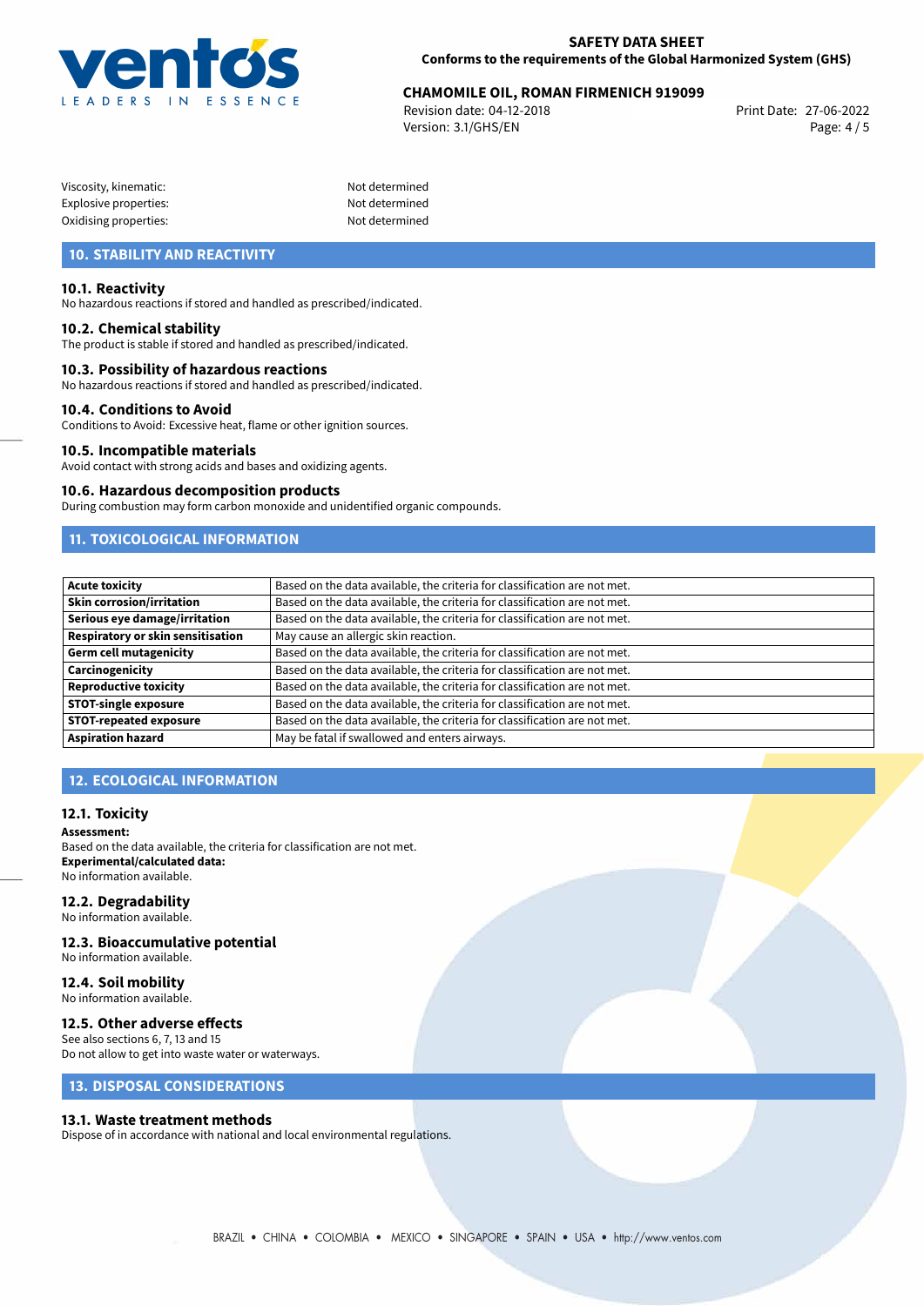| | |
|---|---|
| Viscosity, kinematic: | Not determined |
| Explosive properties: | Not determined |
| Oxidising properties: | Not determined |

## 10. STABILITY AND REACTIVITY

### 10.1. Reactivity
No hazardous reactions if stored and handled as prescribed/indicated.

### 10.2. Chemical stability
The product is stable if stored and handled as prescribed/indicated.

### 10.3. Possibility of hazardous reactions
No hazardous reactions if stored and handled as prescribed/indicated.

### 10.4. Conditions to Avoid
Conditions to Avoid: Excessive heat, flame or other ignition sources.

### 10.5. Incompatible materials
Avoid contact with strong acids and bases and oxidizing agents.

### 10.6. Hazardous decomposition products
During combustion may form carbon monoxide and unidentified organic compounds.

## 11. TOXICOLOGICAL INFORMATION

| | |
|---|---|
| **Acute toxicity** | Based on the data available, the criteria for classification are not met. |
| **Skin corrosion/irritation** | Based on the data available, the criteria for classification are not met. |
| **Serious eye damage/irritation** | Based on the data available, the criteria for classification are not met. |
| **Respiratory or skin sensitisation** | May cause an allergic skin reaction. |
| **Germ cell mutagenicity** | Based on the data available, the criteria for classification are not met. |
| **Carcinogenicity** | Based on the data available, the criteria for classification are not met. |
| **Reproductive toxicity** | Based on the data available, the criteria for classification are not met. |
| **STOT-single exposure** | Based on the data available, the criteria for classification are not met. |
| **STOT-repeated exposure** | Based on the data available, the criteria for classification are not met. |
| **Aspiration hazard** | May be fatal if swallowed and enters airways. |

## 12. ECOLOGICAL INFORMATION

### 12.1. Toxicity
**Assessment:**
Based on the data available, the criteria for classification are not met.
**Experimental/calculated data:**
No information available.

### 12.2. Degradability
No information available.

### 12.3. Bioaccumulative potential
No information available.

### 12.4. Soil mobility
No information available.

### 12.5. Other adverse effects
See also sections 6, 7, 13 and 15
Do not allow to get into waste water or waterways.

## 13. DISPOSAL CONSIDERATIONS

### 13.1. Waste treatment methods
Dispose of in accordance with national and local environmental regulations.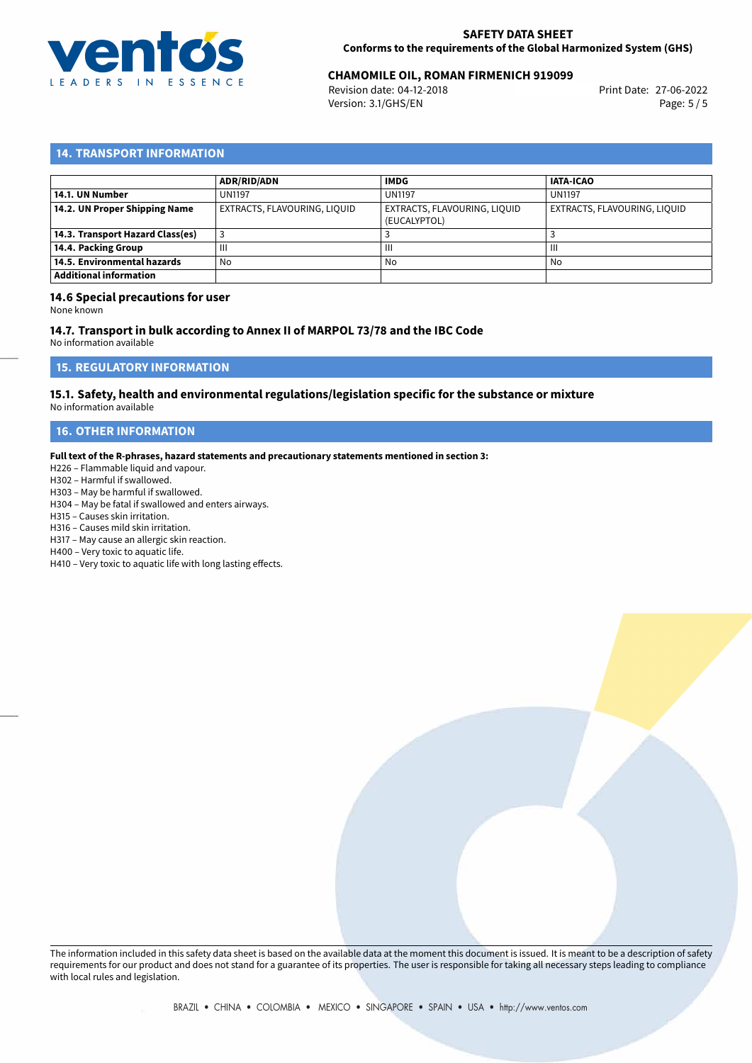## 14. TRANSPORT INFORMATION

| | ADR/RID/ADN | IMDG | IATA-ICAO |
|---|---|---|---|
| **14.1. UN Number** | UN1197 | UN1197 | UN1197 |
| **14.2. UN Proper Shipping Name** | EXTRACTS, FLAVOURING, LIQUID | EXTRACTS, FLAVOURING, LIQUID (EUCALYPTOL) | EXTRACTS, FLAVOURING, LIQUID |
| **14.3. Transport Hazard Class(es)** | 3 | 3 | 3 |
| **14.4. Packing Group** | III | III | III |
| **14.5. Environmental hazards** | No | No | No |
| **Additional information** | | | |

### 14.6 Special precautions for user

None known

### 14.7. Transport in bulk according to Annex II of MARPOL 73/78 and the IBC Code

No information available

## 15. REGULATORY INFORMATION

### 15.1. Safety, health and environmental regulations/legislation specific for the substance or mixture

No information available

## 16. OTHER INFORMATION

**Full text of the R-phrases, hazard statements and precautionary statements mentioned in section 3:**

H226 – Flammable liquid and vapour.
H302 – Harmful if swallowed.
H303 – May be harmful if swallowed.
H304 – May be fatal if swallowed and enters airways.
H315 – Causes skin irritation.
H316 – Causes mild skin irritation.
H317 – May cause an allergic skin reaction.
H400 – Very toxic to aquatic life.
H410 – Very toxic to aquatic life with long lasting effects.

The information included in this safety data sheet is based on the available data at the moment this document is issued. It is meant to be a description of safety requirements for our product and does not stand for a guarantee of its properties. The user is responsible for taking all necessary steps leading to compliance with local rules and legislation.

BRAZIL • CHINA • COLOMBIA • MEXICO • SINGAPORE • SPAIN • USA • http://www.ventos.com